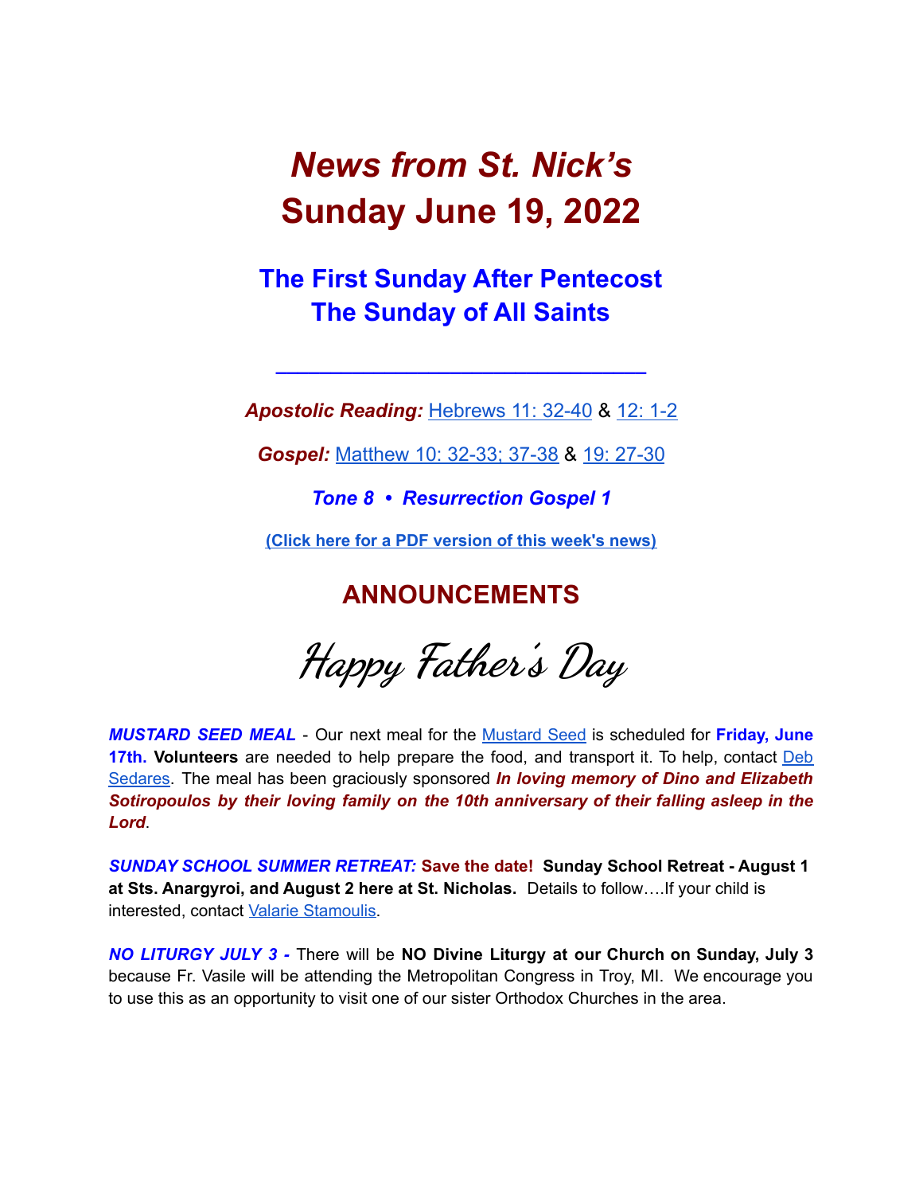# *News from St. Nick's*
# Sunday June 19, 2022

## The First Sunday After Pentecost
## The Sunday of All Saints

---

***Apostolic Reading:*** Hebrews 11: 32-40 & 12: 1-2

***Gospel:*** Matthew 10: 32-33; 37-38 & 19: 27-30

***Tone 8 • Resurrection Gospel 1***

**(Click here for a PDF version of this week's news)**

## ANNOUNCEMENTS

*Happy Father's Day*

***MUSTARD SEED MEAL*** - Our next meal for the Mustard Seed is scheduled for **Friday, June 17th. Volunteers** are needed to help prepare the food, and transport it. To help, contact Deb Sedares. The meal has been graciously sponsored ***In loving memory of Dino and Elizabeth Sotiropoulos by their loving family on the 10th anniversary of their falling asleep in the Lord***.

***SUNDAY SCHOOL SUMMER RETREAT:*** **Save the date! Sunday School Retreat - August 1 at Sts. Anargyroi, and August 2 here at St. Nicholas.** Details to follow….If your child is interested, contact Valarie Stamoulis.

***NO LITURGY JULY 3 -*** There will be **NO Divine Liturgy at our Church on Sunday, July 3** because Fr. Vasile will be attending the Metropolitan Congress in Troy, MI. We encourage you to use this as an opportunity to visit one of our sister Orthodox Churches in the area.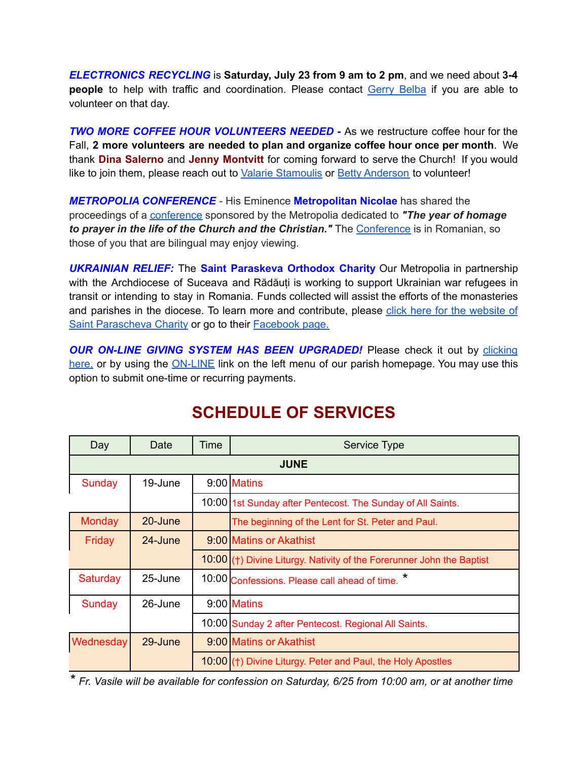***ELECTRONICS RECYCLING*** is **Saturday, July 23 from 9 am to 2 pm**, and we need about **3-4 people** to help with traffic and coordination. Please contact Gerry Belba if you are able to volunteer on that day.

***TWO MORE COFFEE HOUR VOLUNTEERS NEEDED -*** As we restructure coffee hour for the Fall, **2 more volunteers are needed to plan and organize coffee hour once per month**. We thank **Dina Salerno** and **Jenny Montvitt** for coming forward to serve the Church! If you would like to join them, please reach out to Valarie Stamoulis or Betty Anderson to volunteer!

***METROPOLIA CONFERENCE*** - His Eminence **Metropolitan Nicolae** has shared the proceedings of a conference sponsored by the Metropolia dedicated to ***"The year of homage to prayer in the life of the Church and the Christian."*** The Conference is in Romanian, so those of you that are bilingual may enjoy viewing.

***UKRAINIAN RELIEF:*** The **Saint Paraskeva Orthodox Charity** Our Metropolia in partnership with the Archdiocese of Suceava and Rădăuți is working to support Ukrainian war refugees in transit or intending to stay in Romania. Funds collected will assist the efforts of the monasteries and parishes in the diocese. To learn more and contribute, please click here for the website of Saint Parascheva Charity or go to their Facebook page.

***OUR ON-LINE GIVING SYSTEM HAS BEEN UPGRADED!*** Please check it out by clicking here, or by using the ON-LINE link on the left menu of our parish homepage. You may use this option to submit one-time or recurring payments.

# SCHEDULE OF SERVICES

| Day | Date | Time | Service Type |
|---|---|---|---|
| **JUNE** | | | |
| Sunday | 19-June | 9:00 | Matins |
| | | 10:00 | 1st Sunday after Pentecost. The Sunday of All Saints. |
| Monday | 20-June | | The beginning of the Lent for St. Peter and Paul. |
| Friday | 24-June | 9:00 | Matins or Akathist |
| | | 10:00 | (†) Divine Liturgy. Nativity of the Forerunner John the Baptist |
| Saturday | 25-June | 10:00 | Confessions. Please call ahead of time. * |
| Sunday | 26-June | 9:00 | Matins |
| | | 10:00 | Sunday 2 after Pentecost. Regional All Saints. |
| Wednesday | 29-June | 9:00 | Matins or Akathist |
| | | 10:00 | (†) Divine Liturgy. Peter and Paul, the Holy Apostles |

\* *Fr. Vasile will be available for confession on Saturday, 6/25 from 10:00 am, or at another time*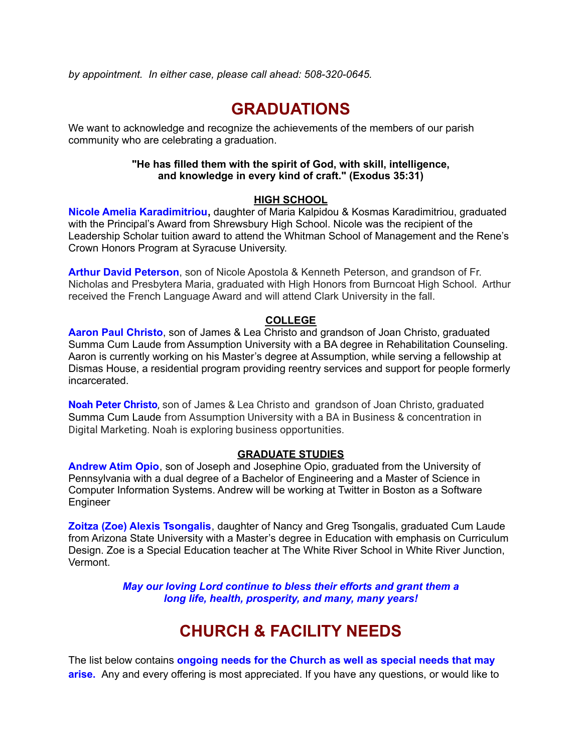*by appointment. In either case, please call ahead: 508-320-0645.*

# GRADUATIONS

We want to acknowledge and recognize the achievements of the members of our parish community who are celebrating a graduation.

**"He has filled them with the spirit of God, with skill, intelligence, and knowledge in every kind of craft." (Exodus 35:31)**

## HIGH SCHOOL

**Nicole Amelia Karadimitriou,** daughter of Maria Kalpidou & Kosmas Karadimitriou, graduated with the Principal's Award from Shrewsbury High School. Nicole was the recipient of the Leadership Scholar tuition award to attend the Whitman School of Management and the Rene's Crown Honors Program at Syracuse University.

**Arthur David Peterson**, son of Nicole Apostola & Kenneth Peterson, and grandson of Fr. Nicholas and Presbytera Maria, graduated with High Honors from Burncoat High School. Arthur received the French Language Award and will attend Clark University in the fall.

## COLLEGE

**Aaron Paul Christo**, son of James & Lea Christo and grandson of Joan Christo, graduated Summa Cum Laude from Assumption University with a BA degree in Rehabilitation Counseling. Aaron is currently working on his Master's degree at Assumption, while serving a fellowship at Dismas House, a residential program providing reentry services and support for people formerly incarcerated.

**Noah Peter Christo**, son of James & Lea Christo and grandson of Joan Christo, graduated Summa Cum Laude from Assumption University with a BA in Business & concentration in Digital Marketing. Noah is exploring business opportunities.

## GRADUATE STUDIES

**Andrew Atim Opio**, son of Joseph and Josephine Opio, graduated from the University of Pennsylvania with a dual degree of a Bachelor of Engineering and a Master of Science in Computer Information Systems. Andrew will be working at Twitter in Boston as a Software Engineer

**Zoitza (Zoe) Alexis Tsongalis**, daughter of Nancy and Greg Tsongalis, graduated Cum Laude from Arizona State University with a Master's degree in Education with emphasis on Curriculum Design. Zoe is a Special Education teacher at The White River School in White River Junction, Vermont.

***May our loving Lord continue to bless their efforts and grant them a long life, health, prosperity, and many, many years!***

# CHURCH & FACILITY NEEDS

The list below contains **ongoing needs for the Church as well as special needs that may arise.** Any and every offering is most appreciated. If you have any questions, or would like to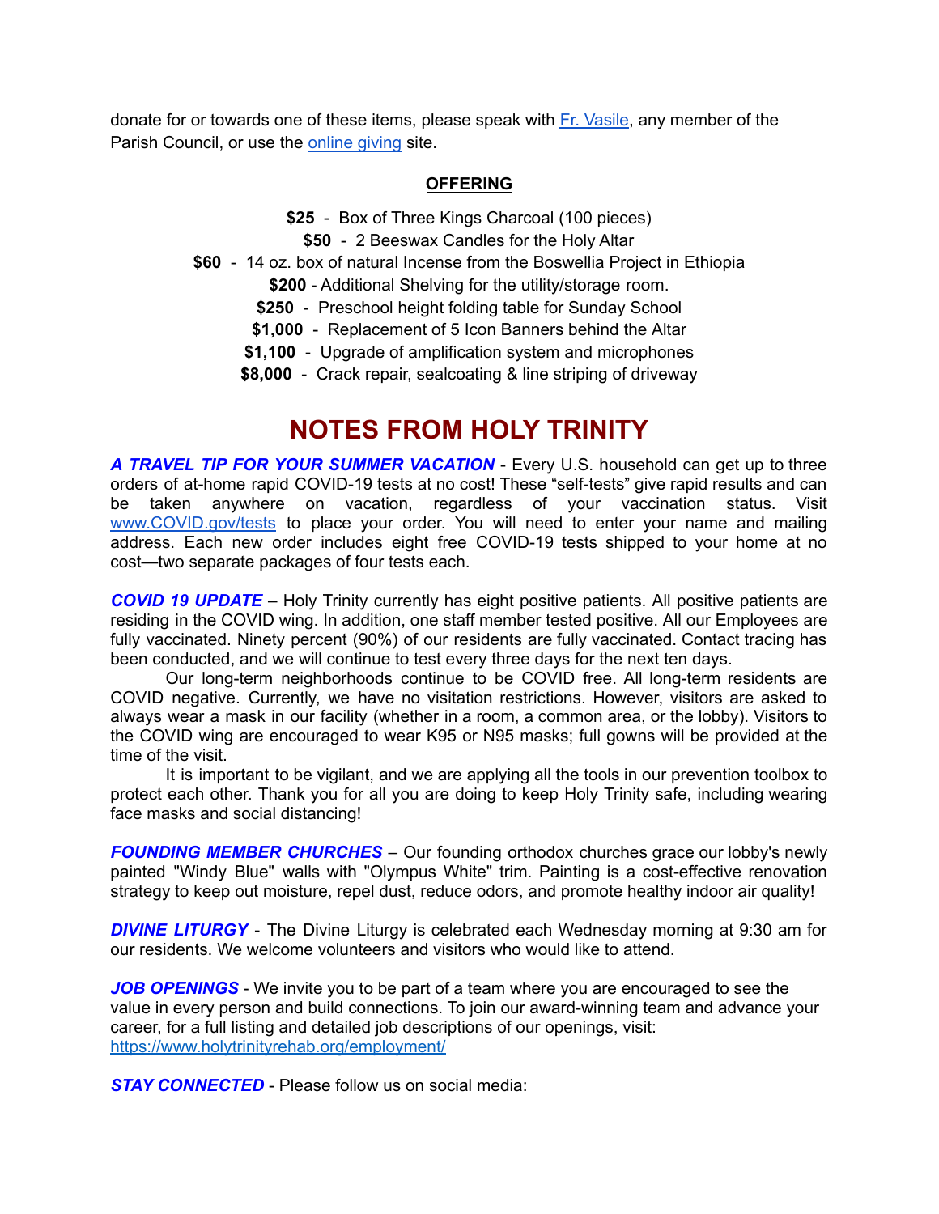donate for or towards one of these items, please speak with [Fr. Vasile](), any member of the Parish Council, or use the [online giving]() site.

**OFFERING**

**$25** - Box of Three Kings Charcoal (100 pieces)
**$50** - 2 Beeswax Candles for the Holy Altar
**$60** - 14 oz. box of natural Incense from the Boswellia Project in Ethiopia
**$200** - Additional Shelving for the utility/storage room.
**$250** - Preschool height folding table for Sunday School
**$1,000** - Replacement of 5 Icon Banners behind the Altar
**$1,100** - Upgrade of amplification system and microphones
**$8,000** - Crack repair, sealcoating & line striping of driveway

# NOTES FROM HOLY TRINITY

***A TRAVEL TIP FOR YOUR SUMMER VACATION*** - Every U.S. household can get up to three orders of at-home rapid COVID-19 tests at no cost! These "self-tests" give rapid results and can be taken anywhere on vacation, regardless of your vaccination status. Visit [www.COVID.gov/tests](www.COVID.gov/tests) to place your order. You will need to enter your name and mailing address. Each new order includes eight free COVID-19 tests shipped to your home at no cost—two separate packages of four tests each.

***COVID 19 UPDATE*** – Holy Trinity currently has eight positive patients. All positive patients are residing in the COVID wing. In addition, one staff member tested positive. All our Employees are fully vaccinated. Ninety percent (90%) of our residents are fully vaccinated. Contact tracing has been conducted, and we will continue to test every three days for the next ten days.

Our long-term neighborhoods continue to be COVID free. All long-term residents are COVID negative. Currently, we have no visitation restrictions. However, visitors are asked to always wear a mask in our facility (whether in a room, a common area, or the lobby). Visitors to the COVID wing are encouraged to wear K95 or N95 masks; full gowns will be provided at the time of the visit.

It is important to be vigilant, and we are applying all the tools in our prevention toolbox to protect each other. Thank you for all you are doing to keep Holy Trinity safe, including wearing face masks and social distancing!

***FOUNDING MEMBER CHURCHES*** – Our founding orthodox churches grace our lobby's newly painted "Windy Blue" walls with "Olympus White" trim. Painting is a cost-effective renovation strategy to keep out moisture, repel dust, reduce odors, and promote healthy indoor air quality!

***DIVINE LITURGY*** - The Divine Liturgy is celebrated each Wednesday morning at 9:30 am for our residents. We welcome volunteers and visitors who would like to attend.

***JOB OPENINGS*** - We invite you to be part of a team where you are encouraged to see the value in every person and build connections. To join our award-winning team and advance your career, for a full listing and detailed job descriptions of our openings, visit: [https://www.holytrinityrehab.org/employment/](https://www.holytrinityrehab.org/employment/)

***STAY CONNECTED*** - Please follow us on social media: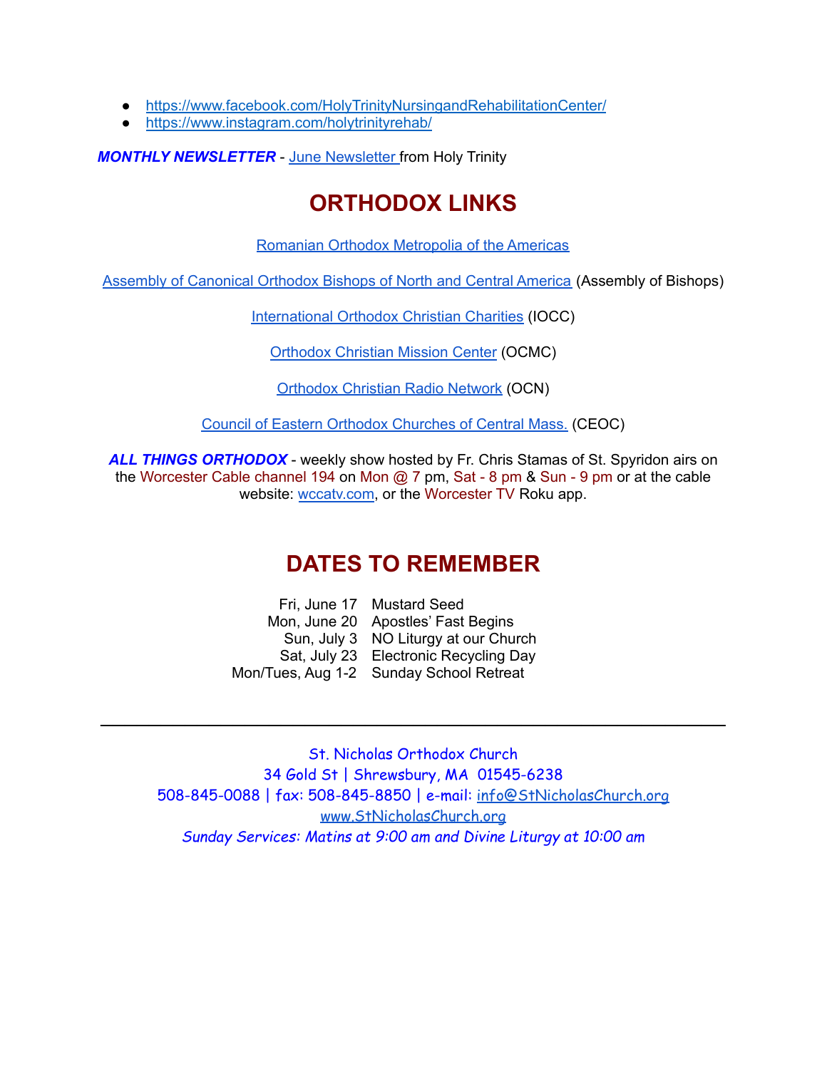- https://www.facebook.com/HolyTrinityNursingandRehabilitationCenter/
- https://www.instagram.com/holytrinityrehab/

***MONTHLY NEWSLETTER*** - June Newsletter from Holy Trinity

## ORTHODOX LINKS

Romanian Orthodox Metropolia of the Americas

Assembly of Canonical Orthodox Bishops of North and Central America (Assembly of Bishops)

International Orthodox Christian Charities (IOCC)

Orthodox Christian Mission Center (OCMC)

Orthodox Christian Radio Network (OCN)

Council of Eastern Orthodox Churches of Central Mass. (CEOC)

***ALL THINGS ORTHODOX*** - weekly show hosted by Fr. Chris Stamas of St. Spyridon airs on the Worcester Cable channel 194 on Mon @ 7 pm, Sat - 8 pm & Sun - 9 pm or at the cable website: wccatv.com, or the Worcester TV Roku app.

## DATES TO REMEMBER

| | |
|---|---|
| Fri, June 17 | Mustard Seed |
| Mon, June 20 | Apostles' Fast Begins |
| Sun, July 3 | NO Liturgy at our Church |
| Sat, July 23 | Electronic Recycling Day |
| Mon/Tues, Aug 1-2 | Sunday School Retreat |

---

St. Nicholas Orthodox Church
34 Gold St | Shrewsbury, MA 01545-6238
508-845-0088 | fax: 508-845-8850 | e-mail: info@StNicholasChurch.org
www.StNicholasChurch.org
*Sunday Services: Matins at 9:00 am and Divine Liturgy at 10:00 am*